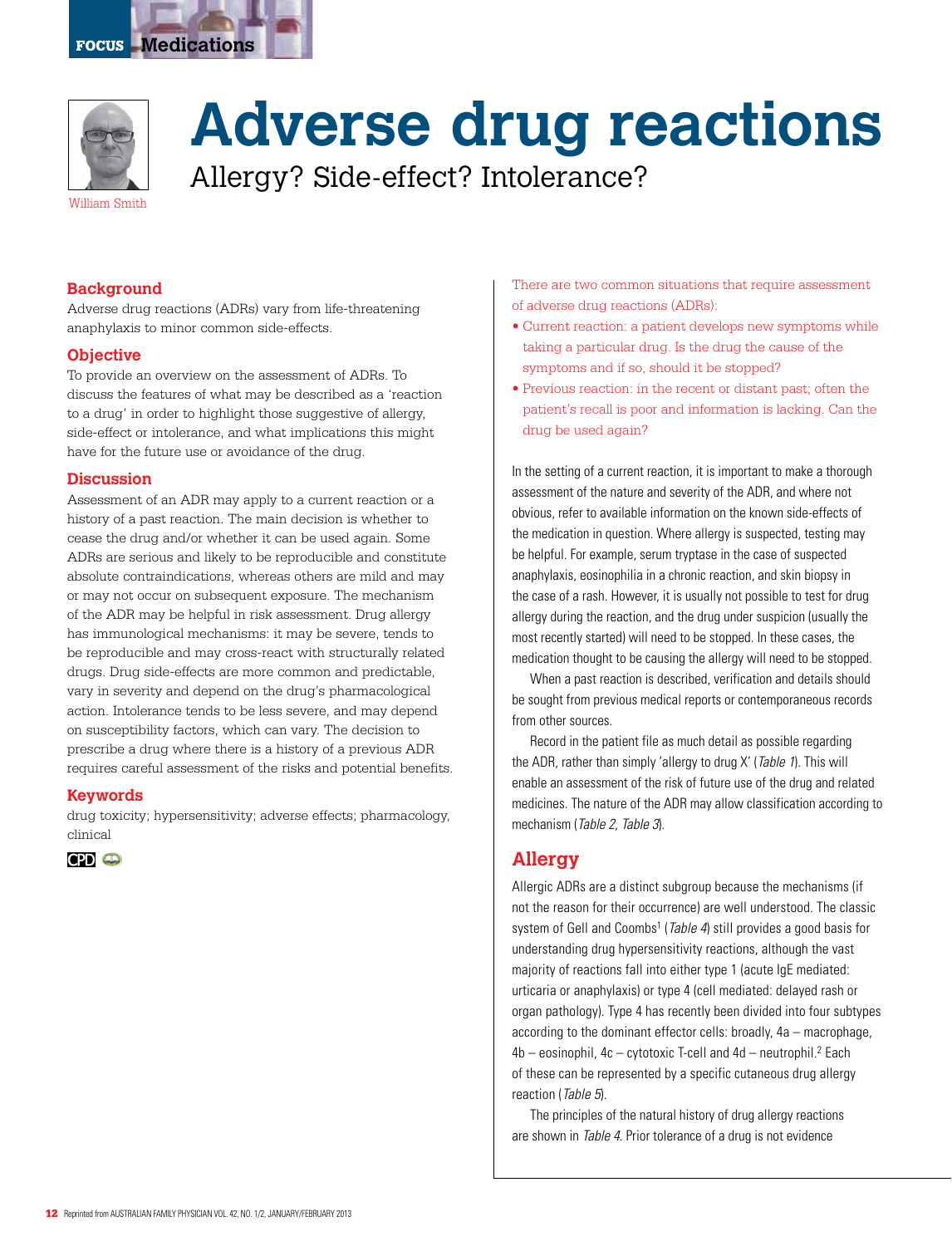FOCUS Medications

# Adverse drug reactions

## Allergy? Side-effect? Intolerance?

William Smith

### Background

Adverse drug reactions (ADRs) vary from life-threatening anaphylaxis to minor common side-effects.

### Objective

To provide an overview on the assessment of ADRs. To discuss the features of what may be described as a 'reaction to a drug' in order to highlight those suggestive of allergy, side-effect or intolerance, and what implications this might have for the future use or avoidance of the drug.

### Discussion

Assessment of an ADR may apply to a current reaction or a history of a past reaction. The main decision is whether to cease the drug and/or whether it can be used again. Some ADRs are serious and likely to be reproducible and constitute absolute contraindications, whereas others are mild and may or may not occur on subsequent exposure. The mechanism of the ADR may be helpful in risk assessment. Drug allergy has immunological mechanisms: it may be severe, tends to be reproducible and may cross-react with structurally related drugs. Drug side-effects are more common and predictable, vary in severity and depend on the drug's pharmacological action. Intolerance tends to be less severe, and may depend on susceptibility factors, which can vary. The decision to prescribe a drug where there is a history of a previous ADR requires careful assessment of the risks and potential benefits.

### Keywords

drug toxicity; hypersensitivity; adverse effects; pharmacology, clinical

CPD

There are two common situations that require assessment of adverse drug reactions (ADRs):

- Current reaction: a patient develops new symptoms while taking a particular drug. Is the drug the cause of the symptoms and if so, should it be stopped?
- Previous reaction: in the recent or distant past; often the patient's recall is poor and information is lacking. Can the drug be used again?

In the setting of a current reaction, it is important to make a thorough assessment of the nature and severity of the ADR, and where not obvious, refer to available information on the known side-effects of the medication in question. Where allergy is suspected, testing may be helpful. For example, serum tryptase in the case of suspected anaphylaxis, eosinophilia in a chronic reaction, and skin biopsy in the case of a rash. However, it is usually not possible to test for drug allergy during the reaction, and the drug under suspicion (usually the most recently started) will need to be stopped. In these cases, the medication thought to be causing the allergy will need to be stopped.

When a past reaction is described, verification and details should be sought from previous medical reports or contemporaneous records from other sources.

Record in the patient file as much detail as possible regarding the ADR, rather than simply 'allergy to drug X' (*Table 1*). This will enable an assessment of the risk of future use of the drug and related medicines. The nature of the ADR may allow classification according to mechanism (*Table 2, Table 3*).

## Allergy

Allergic ADRs are a distinct subgroup because the mechanisms (if not the reason for their occurrence) are well understood. The classic system of Gell and Coombs[1] (*Table 4*) still provides a good basis for understanding drug hypersensitivity reactions, although the vast majority of reactions fall into either type 1 (acute IgE mediated: urticaria or anaphylaxis) or type 4 (cell mediated: delayed rash or organ pathology). Type 4 has recently been divided into four subtypes according to the dominant effector cells: broadly, 4a – macrophage, 4b – eosinophil, 4c – cytotoxic T-cell and 4d – neutrophil.[2] Each of these can be represented by a specific cutaneous drug allergy reaction (*Table 5*).

The principles of the natural history of drug allergy reactions are shown in *Table 4*. Prior tolerance of a drug is not evidence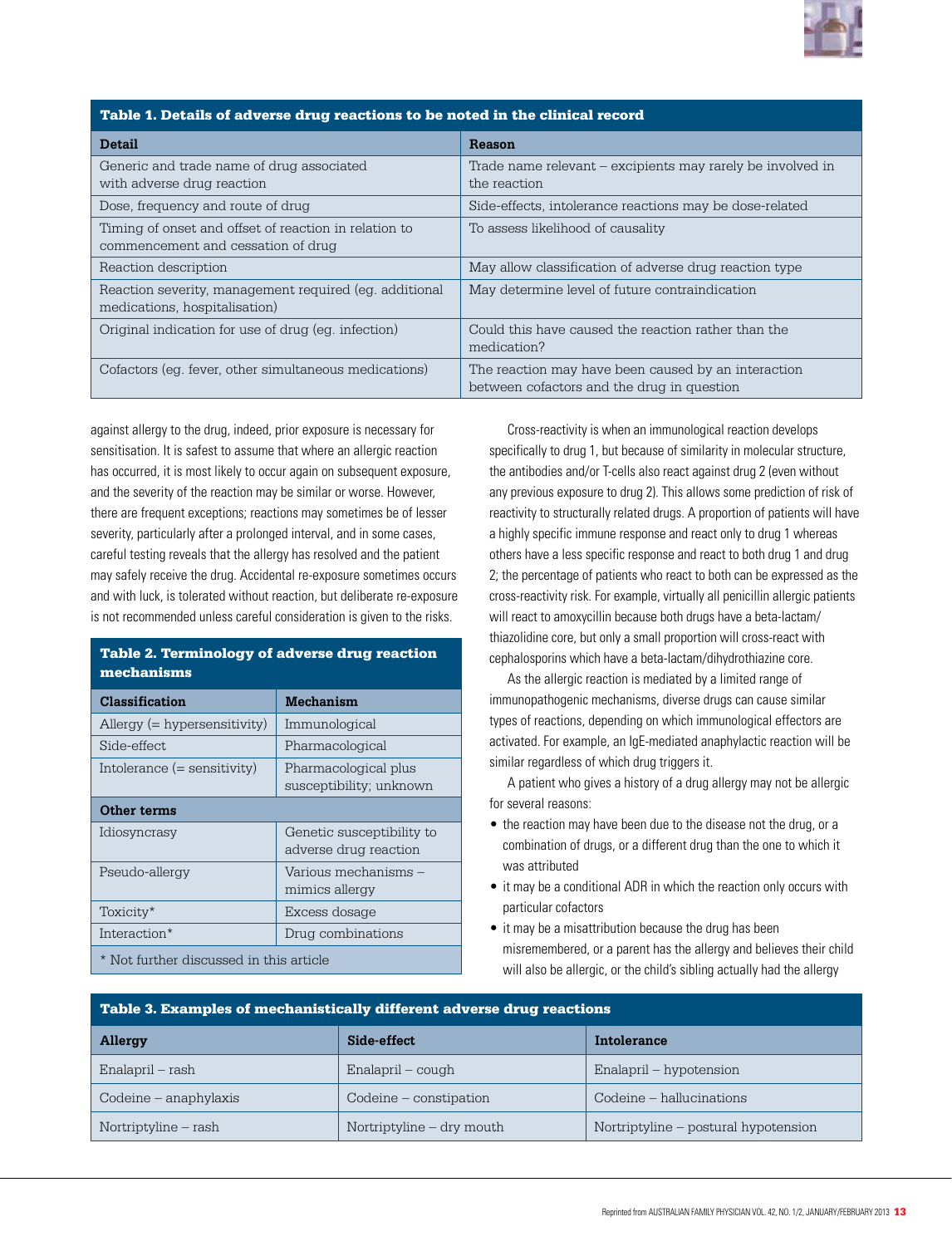**Table 1. Details of adverse drug reactions to be noted in the clinical record**

| Detail | Reason |
| --- | --- |
| Generic and trade name of drug associated with adverse drug reaction | Trade name relevant – excipients may rarely be involved in the reaction |
| Dose, frequency and route of drug | Side-effects, intolerance reactions may be dose-related |
| Timing of onset and offset of reaction in relation to commencement and cessation of drug | To assess likelihood of causality |
| Reaction description | May allow classification of adverse drug reaction type |
| Reaction severity, management required (eg. additional medications, hospitalisation) | May determine level of future contraindication |
| Original indication for use of drug (eg. infection) | Could this have caused the reaction rather than the medication? |
| Cofactors (eg. fever, other simultaneous medications) | The reaction may have been caused by an interaction between cofactors and the drug in question |

against allergy to the drug, indeed, prior exposure is necessary for sensitisation. It is safest to assume that where an allergic reaction has occurred, it is most likely to occur again on subsequent exposure, and the severity of the reaction may be similar or worse. However, there are frequent exceptions; reactions may sometimes be of lesser severity, particularly after a prolonged interval, and in some cases, careful testing reveals that the allergy has resolved and the patient may safely receive the drug. Accidental re-exposure sometimes occurs and with luck, is tolerated without reaction, but deliberate re-exposure is not recommended unless careful consideration is given to the risks.

**Table 2. Terminology of adverse drug reaction mechanisms**

| Classification | Mechanism |
| --- | --- |
| Allergy (= hypersensitivity) | Immunological |
| Side-effect | Pharmacological |
| Intolerance (= sensitivity) | Pharmacological plus susceptibility; unknown |
| **Other terms** | |
| Idiosyncrasy | Genetic susceptibility to adverse drug reaction |
| Pseudo-allergy | Various mechanisms – mimics allergy |
| Toxicity* | Excess dosage |
| Interaction* | Drug combinations |

\* Not further discussed in this article

Cross-reactivity is when an immunological reaction develops specifically to drug 1, but because of similarity in molecular structure, the antibodies and/or T-cells also react against drug 2 (even without any previous exposure to drug 2). This allows some prediction of risk of reactivity to structurally related drugs. A proportion of patients will have a highly specific immune response and react only to drug 1 whereas others have a less specific response and react to both drug 1 and drug 2; the percentage of patients who react to both can be expressed as the cross-reactivity risk. For example, virtually all penicillin allergic patients will react to amoxycillin because both drugs have a beta-lactam/thiazolidine core, but only a small proportion will cross-react with cephalosporins which have a beta-lactam/dihydrothiazine core.

As the allergic reaction is mediated by a limited range of immunopathogenic mechanisms, diverse drugs can cause similar types of reactions, depending on which immunological effectors are activated. For example, an IgE-mediated anaphylactic reaction will be similar regardless of which drug triggers it.

A patient who gives a history of a drug allergy may not be allergic for several reasons:

- the reaction may have been due to the disease not the drug, or a combination of drugs, or a different drug than the one to which it was attributed
- it may be a conditional ADR in which the reaction only occurs with particular cofactors
- it may be a misattribution because the drug has been misremembered, or a parent has the allergy and believes their child will also be allergic, or the child's sibling actually had the allergy

**Table 3. Examples of mechanistically different adverse drug reactions**

| Allergy | Side-effect | Intolerance |
| --- | --- | --- |
| Enalapril – rash | Enalapril – cough | Enalapril – hypotension |
| Codeine – anaphylaxis | Codeine – constipation | Codeine – hallucinations |
| Nortriptyline – rash | Nortriptyline – dry mouth | Nortriptyline – postural hypotension |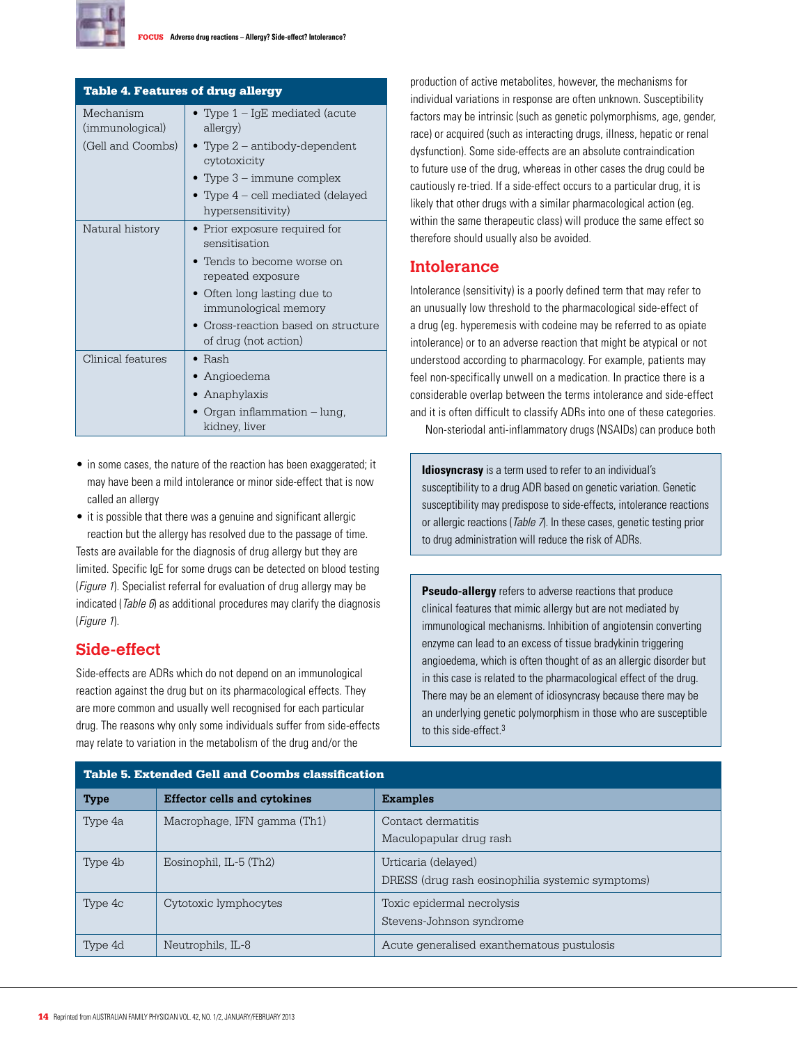**Table 4. Features of drug allergy**

| | |
|---|---|
| Mechanism (immunological) (Gell and Coombs) | • Type 1 – IgE mediated (acute allergy) • Type 2 – antibody-dependent cytotoxicity • Type 3 – immune complex • Type 4 – cell mediated (delayed hypersensitivity) |
| Natural history | • Prior exposure required for sensitisation • Tends to become worse on repeated exposure • Often long lasting due to immunological memory • Cross-reaction based on structure of drug (not action) |
| Clinical features | • Rash • Angioedema • Anaphylaxis • Organ inflammation – lung, kidney, liver |

- in some cases, the nature of the reaction has been exaggerated; it may have been a mild intolerance or minor side-effect that is now called an allergy
- it is possible that there was a genuine and significant allergic reaction but the allergy has resolved due to the passage of time.

Tests are available for the diagnosis of drug allergy but they are limited. Specific IgE for some drugs can be detected on blood testing (*Figure 1*). Specialist referral for evaluation of drug allergy may be indicated (*Table 6*) as additional procedures may clarify the diagnosis (*Figure 1*).

## Side-effect

Side-effects are ADRs which do not depend on an immunological reaction against the drug but on its pharmacological effects. They are more common and usually well recognised for each particular drug. The reasons why only some individuals suffer from side-effects may relate to variation in the metabolism of the drug and/or the production of active metabolites, however, the mechanisms for individual variations in response are often unknown. Susceptibility factors may be intrinsic (such as genetic polymorphisms, age, gender, race) or acquired (such as interacting drugs, illness, hepatic or renal dysfunction). Some side-effects are an absolute contraindication to future use of the drug, whereas in other cases the drug could be cautiously re-tried. If a side-effect occurs to a particular drug, it is likely that other drugs with a similar pharmacological action (eg. within the same therapeutic class) will produce the same effect so therefore should usually also be avoided.

## Intolerance

Intolerance (sensitivity) is a poorly defined term that may refer to an unusually low threshold to the pharmacological side-effect of a drug (eg. hyperemesis with codeine may be referred to as opiate intolerance) or to an adverse reaction that might be atypical or not understood according to pharmacology. For example, patients may feel non-specifically unwell on a medication. In practice there is a considerable overlap between the terms intolerance and side-effect and it is often difficult to classify ADRs into one of these categories.

Non-steriodal anti-inflammatory drugs (NSAIDs) can produce both

**Idiosyncrasy** is a term used to refer to an individual's susceptibility to a drug ADR based on genetic variation. Genetic susceptibility may predispose to side-effects, intolerance reactions or allergic reactions (*Table 7*). In these cases, genetic testing prior to drug administration will reduce the risk of ADRs.

**Pseudo-allergy** refers to adverse reactions that produce clinical features that mimic allergy but are not mediated by immunological mechanisms. Inhibition of angiotensin converting enzyme can lead to an excess of tissue bradykinin triggering angioedema, which is often thought of as an allergic disorder but in this case is related to the pharmacological effect of the drug. There may be an element of idiosyncrasy because there may be an underlying genetic polymorphism in those who are susceptible to this side-effect.[3]

**Table 5. Extended Gell and Coombs classification**

| Type | Effector cells and cytokines | Examples |
|---|---|---|
| Type 4a | Macrophage, IFN gamma (Th1) | Contact dermatitis<br>Maculopapular drug rash |
| Type 4b | Eosinophil, IL-5 (Th2) | Urticaria (delayed)<br>DRESS (drug rash eosinophilia systemic symptoms) |
| Type 4c | Cytotoxic lymphocytes | Toxic epidermal necrolysis<br>Stevens-Johnson syndrome |
| Type 4d | Neutrophils, IL-8 | Acute generalised exanthematous pustulosis |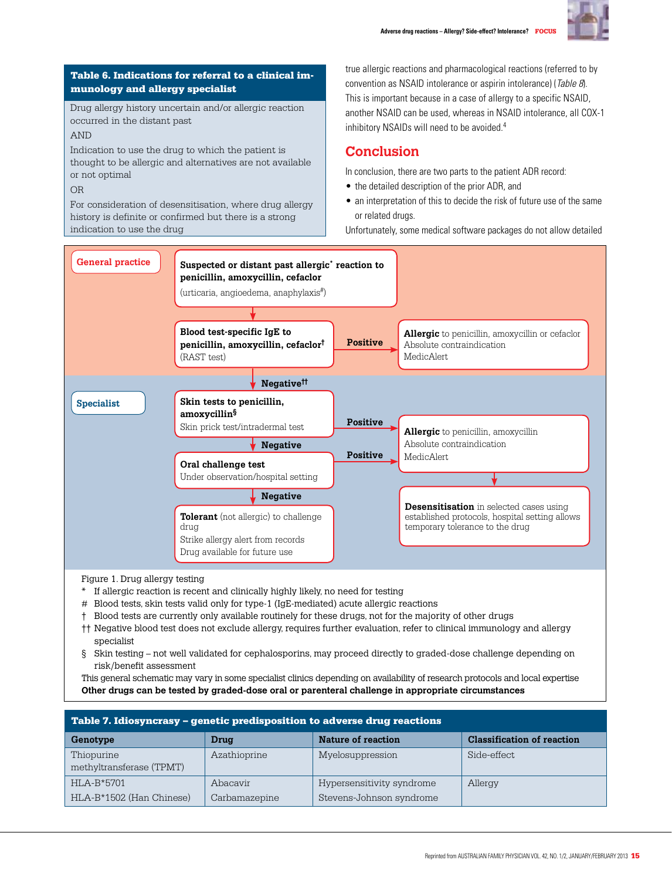**Table 6. Indications for referral to a clinical immunology and allergy specialist**

| |
|---|
| Drug allergy history uncertain and/or allergic reaction occurred in the distant past |
| AND |
| Indication to use the drug to which the patient is thought to be allergic and alternatives are not available or not optimal |
| OR |
| For consideration of desensitisation, where drug allergy history is definite or confirmed but there is a strong indication to use the drug |

true allergic reactions and pharmacological reactions (referred to by convention as NSAID intolerance or aspirin intolerance) (*Table 8*). This is important because in a case of allergy to a specific NSAID, another NSAID can be used, whereas in NSAID intolerance, all COX-1 inhibitory NSAIDs will need to be avoided.[4]

## Conclusion

In conclusion, there are two parts to the patient ADR record:

- the detailed description of the prior ADR, and
- an interpretation of this to decide the risk of future use of the same or related drugs.

Unfortunately, some medical software packages do not allow detailed

General practice

**Suspected or distant past allergic\* reaction to penicillin, amoxycillin, cefaclor**
(urticaria, angioedema, anaphylaxis#)

**Blood test-specific IgE to penicillin, amoxycillin, cefaclor†**
(RAST test)

**Positive**

**Allergic** to penicillin, amoxycillin or cefaclor
Absolute contraindication
MedicAlert

**Negative††**

Specialist

**Skin tests to penicillin, amoxycillin§**
Skin prick test/intradermal test

**Positive**

**Allergic** to penicillin, amoxycillin
Absolute contraindication
MedicAlert

**Negative**

**Oral challenge test**
Under observation/hospital setting

**Positive**

**Negative**

**Tolerant** (not allergic) to challenge drug
Strike allergy alert from records
Drug available for future use

**Desensitisation** in selected cases using established protocols, hospital setting allows temporary tolerance to the drug

Figure 1. Drug allergy testing

\* If allergic reaction is recent and clinically highly likely, no need for testing

\# Blood tests, skin tests valid only for type-1 (IgE-mediated) acute allergic reactions

† Blood tests are currently only available routinely for these drugs, not for the majority of other drugs

†† Negative blood test does not exclude allergy, requires further evaluation, refer to clinical immunology and allergy specialist

§ Skin testing – not well validated for cephalosporins, may proceed directly to graded-dose challenge depending on risk/benefit assessment

This general schematic may vary in some specialist clinics depending on availability of research protocols and local expertise

**Other drugs can be tested by graded-dose oral or parenteral challenge in appropriate circumstances**

**Table 7. Idiosyncrasy – genetic predisposition to adverse drug reactions**

| Genotype | Drug | Nature of reaction | Classification of reaction |
|---|---|---|---|
| Thiopurine methyltransferase (TPMT) | Azathioprine | Myelosuppression | Side-effect |
| HLA-B*5701<br>HLA-B*1502 (Han Chinese) | Abacavir<br>Carbamazepine | Hypersensitivity syndrome<br>Stevens-Johnson syndrome | Allergy |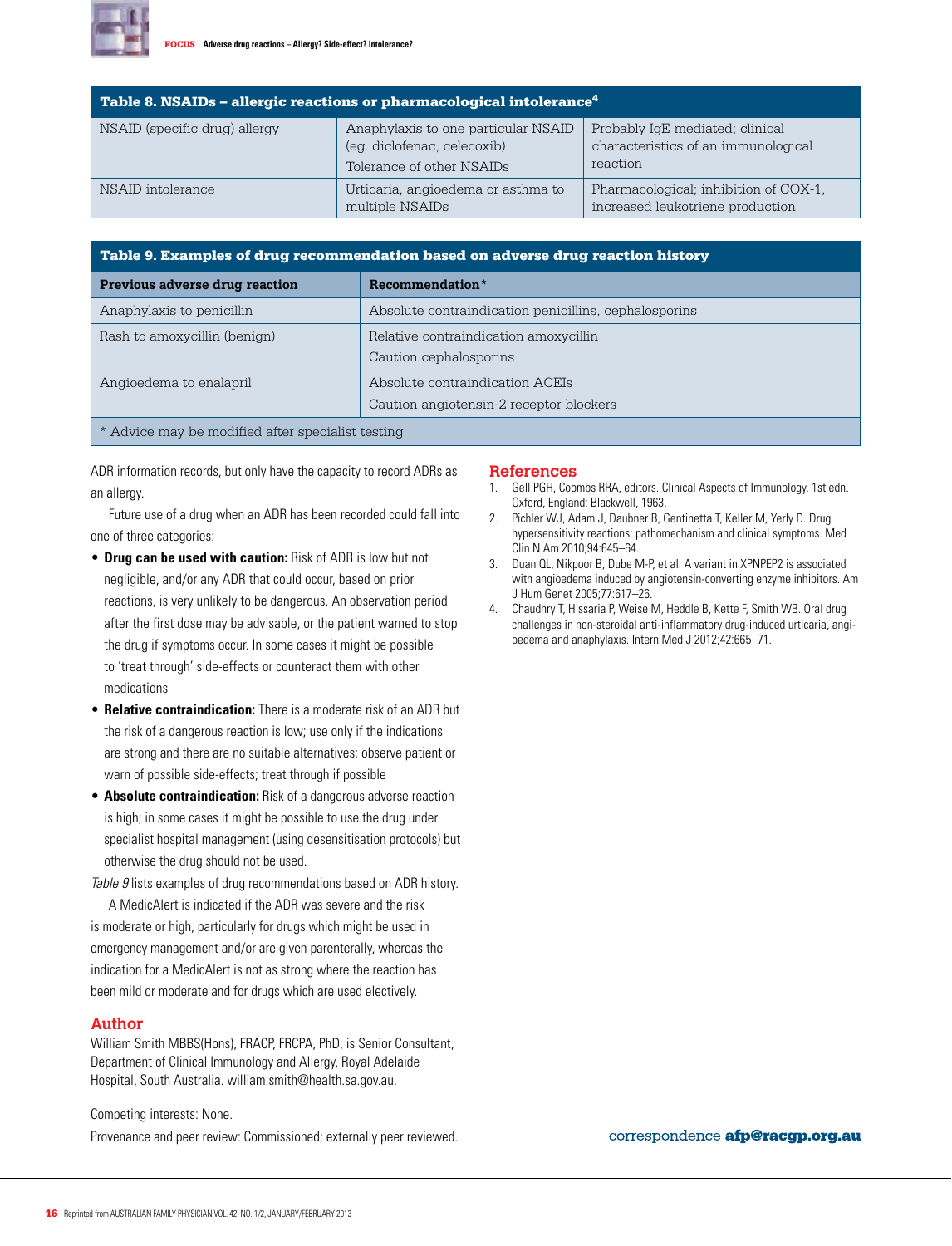**Table 8. NSAIDs – allergic reactions or pharmacological intolerance[4]**

| | | |
|---|---|---|
| NSAID (specific drug) allergy | Anaphylaxis to one particular NSAID (eg. diclofenac, celecoxib)<br>Tolerance of other NSAIDs | Probably IgE mediated; clinical characteristics of an immunological reaction |
| NSAID intolerance | Urticaria, angioedema or asthma to multiple NSAIDs | Pharmacological; inhibition of COX-1, increased leukotriene production |

**Table 9. Examples of drug recommendation based on adverse drug reaction history**

| Previous adverse drug reaction | Recommendation* |
|---|---|
| Anaphylaxis to penicillin | Absolute contraindication penicillins, cephalosporins |
| Rash to amoxycillin (benign) | Relative contraindication amoxycillin<br>Caution cephalosporins |
| Angioedema to enalapril | Absolute contraindication ACEIs<br>Caution angiotensin-2 receptor blockers |
| * Advice may be modified after specialist testing | |

ADR information records, but only have the capacity to record ADRs as an allergy.

Future use of a drug when an ADR has been recorded could fall into one of three categories:

- **Drug can be used with caution:** Risk of ADR is low but not negligible, and/or any ADR that could occur, based on prior reactions, is very unlikely to be dangerous. An observation period after the first dose may be advisable, or the patient warned to stop the drug if symptoms occur. In some cases it might be possible to 'treat through' side-effects or counteract them with other medications
- **Relative contraindication:** There is a moderate risk of an ADR but the risk of a dangerous reaction is low; use only if the indications are strong and there are no suitable alternatives; observe patient or warn of possible side-effects; treat through if possible
- **Absolute contraindication:** Risk of a dangerous adverse reaction is high; in some cases it might be possible to use the drug under specialist hospital management (using desensitisation protocols) but otherwise the drug should not be used.

*Table 9* lists examples of drug recommendations based on ADR history.

A MedicAlert is indicated if the ADR was severe and the risk is moderate or high, particularly for drugs which might be used in emergency management and/or are given parenterally, whereas the indication for a MedicAlert is not as strong where the reaction has been mild or moderate and for drugs which are used electively.

## Author

William Smith MBBS(Hons), FRACP, FRCPA, PhD, is Senior Consultant, Department of Clinical Immunology and Allergy, Royal Adelaide Hospital, South Australia. william.smith@health.sa.gov.au.

Competing interests: None.

Provenance and peer review: Commissioned; externally peer reviewed.

## References

1. Gell PGH, Coombs RRA, editors. Clinical Aspects of Immunology. 1st edn. Oxford, England: Blackwell, 1963.
2. Pichler WJ, Adam J, Daubner B, Gentinetta T, Keller M, Yerly D. Drug hypersensitivity reactions: pathomechanism and clinical symptoms. Med Clin N Am 2010;94:645–64.
3. Duan QL, Nikpoor B, Dube M-P, et al. A variant in XPNPEP2 is associated with angioedema induced by angiotensin-converting enzyme inhibitors. Am J Hum Genet 2005;77:617–26.
4. Chaudhry T, Hissaria P, Weise M, Heddle B, Kette F, Smith WB. Oral drug challenges in non-steroidal anti-inflammatory drug-induced urticaria, angioedema and anaphylaxis. Intern Med J 2012;42:665–71.

correspondence **afp@racgp.org.au**